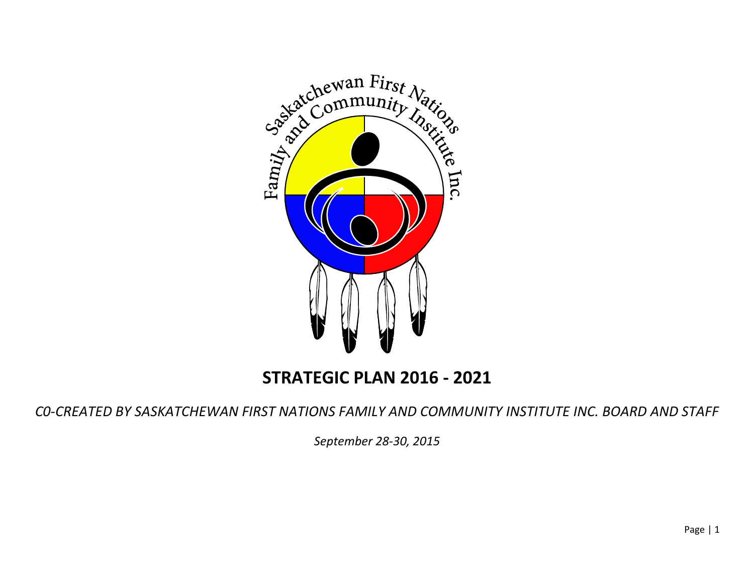Saskatchewan First Nations Family and Community Institute Inc.

# STRATEGIC PLAN 2016 - 2021

*C0-CREATED BY SASKATCHEWAN FIRST NATIONS FAMILY AND COMMUNITY INSTITUTE INC. BOARD AND STAFF*

*September 28-30, 2015*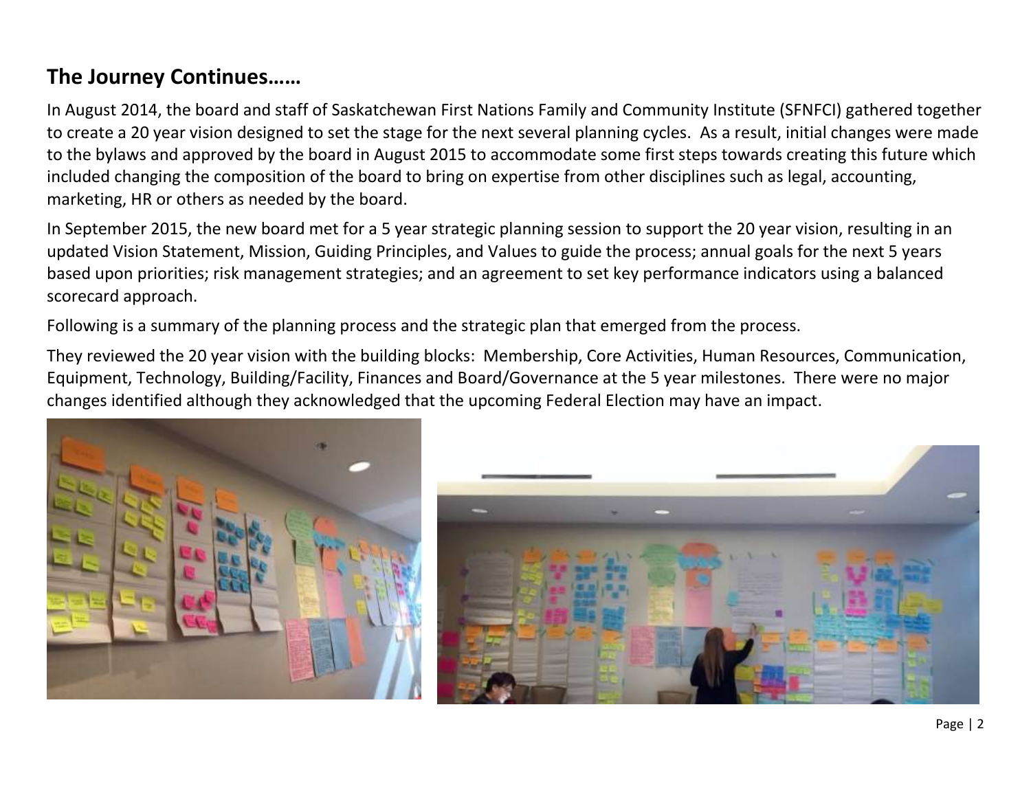## The Journey Continues……

In August 2014, the board and staff of Saskatchewan First Nations Family and Community Institute (SFNFCI) gathered together to create a 20 year vision designed to set the stage for the next several planning cycles. As a result, initial changes were made to the bylaws and approved by the board in August 2015 to accommodate some first steps towards creating this future which included changing the composition of the board to bring on expertise from other disciplines such as legal, accounting, marketing, HR or others as needed by the board.

In September 2015, the new board met for a 5 year strategic planning session to support the 20 year vision, resulting in an updated Vision Statement, Mission, Guiding Principles, and Values to guide the process; annual goals for the next 5 years based upon priorities; risk management strategies; and an agreement to set key performance indicators using a balanced scorecard approach.

Following is a summary of the planning process and the strategic plan that emerged from the process.

They reviewed the 20 year vision with the building blocks: Membership, Core Activities, Human Resources, Communication, Equipment, Technology, Building/Facility, Finances and Board/Governance at the 5 year milestones. There were no major changes identified although they acknowledged that the upcoming Federal Election may have an impact.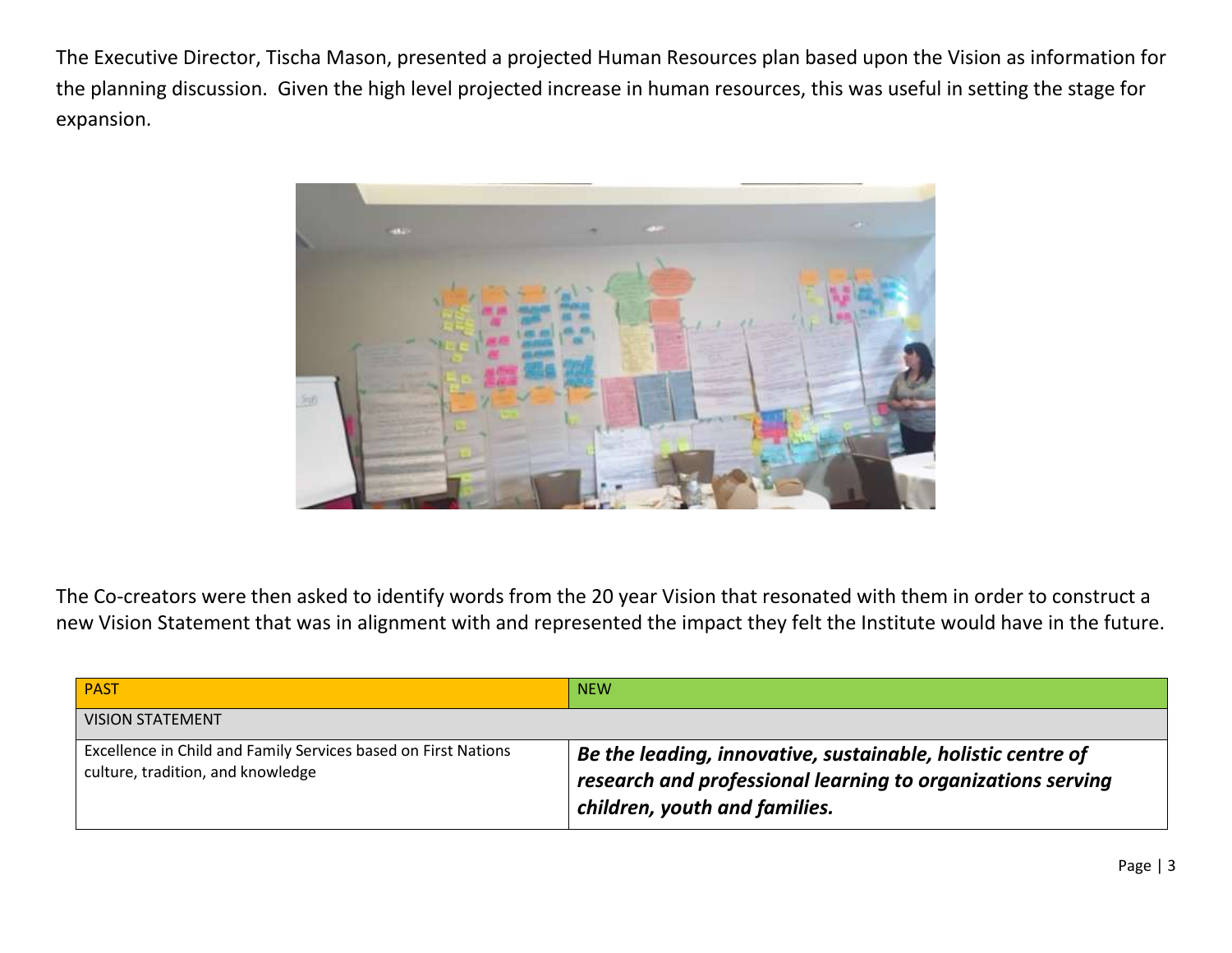The Executive Director, Tischa Mason, presented a projected Human Resources plan based upon the Vision as information for the planning discussion. Given the high level projected increase in human resources, this was useful in setting the stage for expansion.

The Co-creators were then asked to identify words from the 20 year Vision that resonated with them in order to construct a new Vision Statement that was in alignment with and represented the impact they felt the Institute would have in the future.

| PAST | NEW |
| --- | --- |
| VISION STATEMENT | |
| Excellence in Child and Family Services based on First Nations culture, tradition, and knowledge | ***Be the leading, innovative, sustainable, holistic centre of research and professional learning to organizations serving children, youth and families.*** |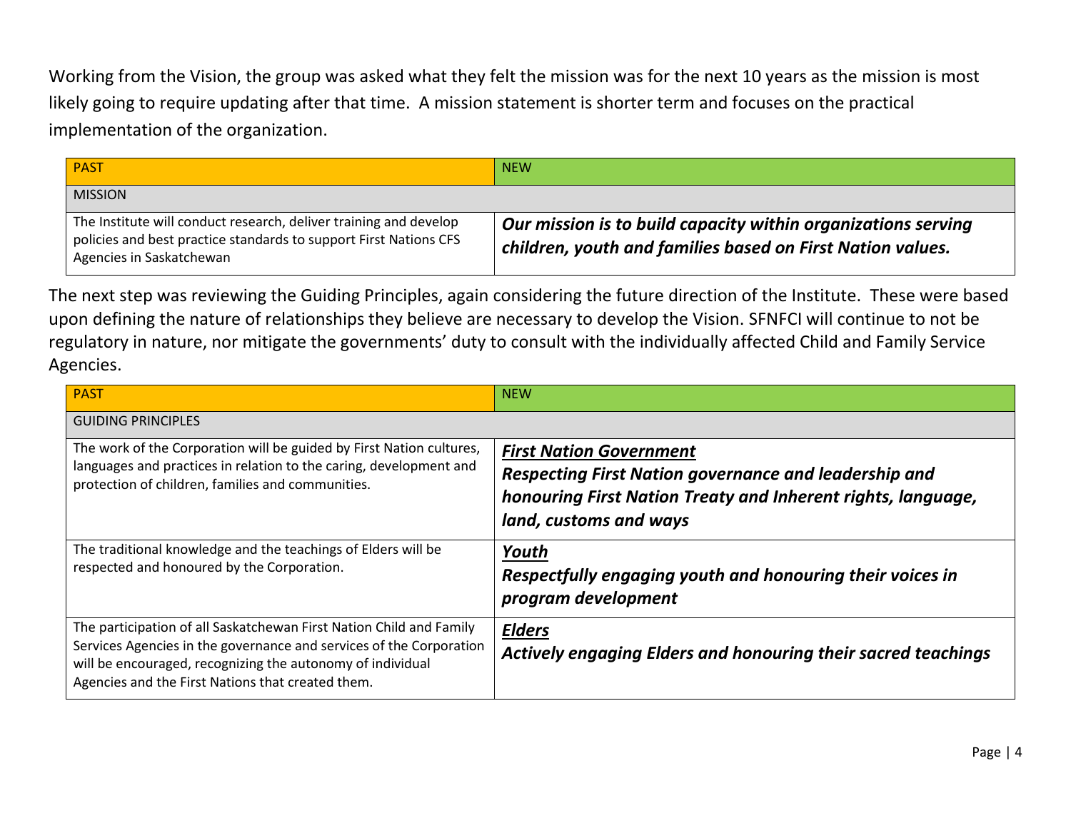Working from the Vision, the group was asked what they felt the mission was for the next 10 years as the mission is most likely going to require updating after that time. A mission statement is shorter term and focuses on the practical implementation of the organization.

| PAST | NEW |
|---|---|
| MISSION | |
| The Institute will conduct research, deliver training and develop policies and best practice standards to support First Nations CFS Agencies in Saskatchewan | ***Our mission is to build capacity within organizations serving children, youth and families based on First Nation values.*** |

The next step was reviewing the Guiding Principles, again considering the future direction of the Institute. These were based upon defining the nature of relationships they believe are necessary to develop the Vision. SFNFCI will continue to not be regulatory in nature, nor mitigate the governments' duty to consult with the individually affected Child and Family Service Agencies.

| PAST | NEW |
|---|---|
| GUIDING PRINCIPLES | |
| The work of the Corporation will be guided by First Nation cultures, languages and practices in relation to the caring, development and protection of children, families and communities. | ***<u>First Nation Government</u>*** ***Respecting First Nation governance and leadership and honouring First Nation Treaty and Inherent rights, language, land, customs and ways*** |
| The traditional knowledge and the teachings of Elders will be respected and honoured by the Corporation. | ***<u>Youth</u>*** ***Respectfully engaging youth and honouring their voices in program development*** |
| The participation of all Saskatchewan First Nation Child and Family Services Agencies in the governance and services of the Corporation will be encouraged, recognizing the autonomy of individual Agencies and the First Nations that created them. | ***<u>Elders</u>*** ***Actively engaging Elders and honouring their sacred teachings*** |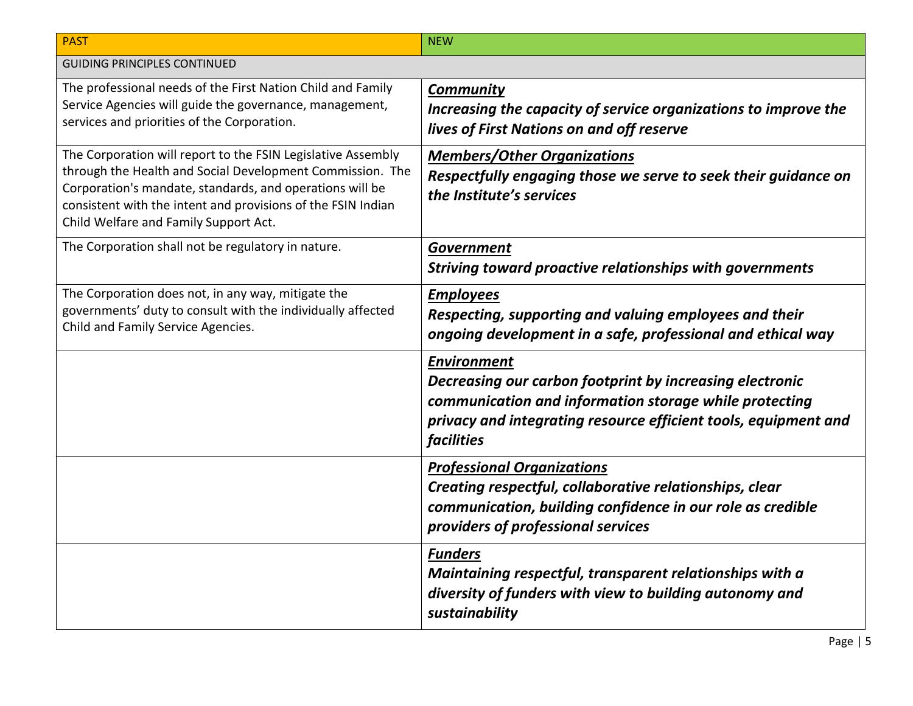| PAST | NEW |
|---|---|
| GUIDING PRINCIPLES CONTINUED | |
| The professional needs of the First Nation Child and Family Service Agencies will guide the governance, management, services and priorities of the Corporation. | ***<u>Community</u>*** ***Increasing the capacity of service organizations to improve the lives of First Nations on and off reserve*** |
| The Corporation will report to the FSIN Legislative Assembly through the Health and Social Development Commission. The Corporation's mandate, standards, and operations will be consistent with the intent and provisions of the FSIN Indian Child Welfare and Family Support Act. | ***<u>Members/Other Organizations</u>*** ***Respectfully engaging those we serve to seek their guidance on the Institute's services*** |
| The Corporation shall not be regulatory in nature. | ***<u>Government</u>*** ***Striving toward proactive relationships with governments*** |
| The Corporation does not, in any way, mitigate the governments' duty to consult with the individually affected Child and Family Service Agencies. | ***<u>Employees</u>*** ***Respecting, supporting and valuing employees and their ongoing development in a safe, professional and ethical way*** |
| | ***<u>Environment</u>*** ***Decreasing our carbon footprint by increasing electronic communication and information storage while protecting privacy and integrating resource efficient tools, equipment and facilities*** |
| | ***<u>Professional Organizations</u>*** ***Creating respectful, collaborative relationships, clear communication, building confidence in our role as credible providers of professional services*** |
| | ***<u>Funders</u>*** ***Maintaining respectful, transparent relationships with a diversity of funders with view to building autonomy and sustainability*** |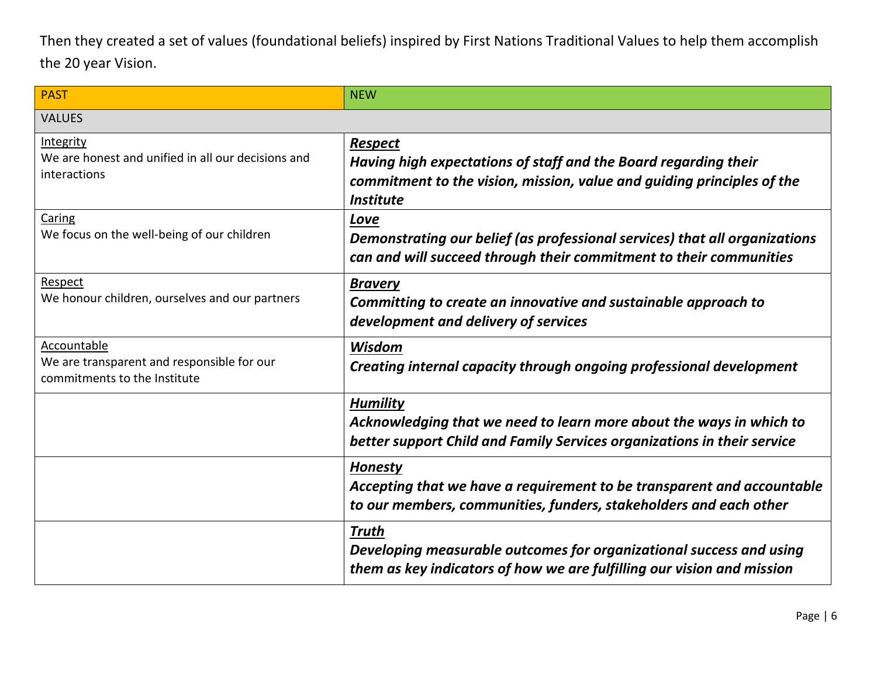Then they created a set of values (foundational beliefs) inspired by First Nations Traditional Values to help them accomplish the 20 year Vision.

| PAST | NEW |
|---|---|
| VALUES | |
| Integrity<br>We are honest and unified in all our decisions and interactions | ***Respect***<br>***Having high expectations of staff and the Board regarding their commitment to the vision, mission, value and guiding principles of the Institute*** |
| Caring<br>We focus on the well-being of our children | ***Love***<br>***Demonstrating our belief (as professional services) that all organizations can and will succeed through their commitment to their communities*** |
| Respect<br>We honour children, ourselves and our partners | ***Bravery***<br>***Committing to create an innovative and sustainable approach to development and delivery of services*** |
| Accountable<br>We are transparent and responsible for our commitments to the Institute | ***Wisdom***<br>***Creating internal capacity through ongoing professional development*** |
| | ***Humility***<br>***Acknowledging that we need to learn more about the ways in which to better support Child and Family Services organizations in their service*** |
| | ***Honesty***<br>***Accepting that we have a requirement to be transparent and accountable to our members, communities, funders, stakeholders and each other*** |
| | ***Truth***<br>***Developing measurable outcomes for organizational success and using them as key indicators of how we are fulfilling our vision and mission*** |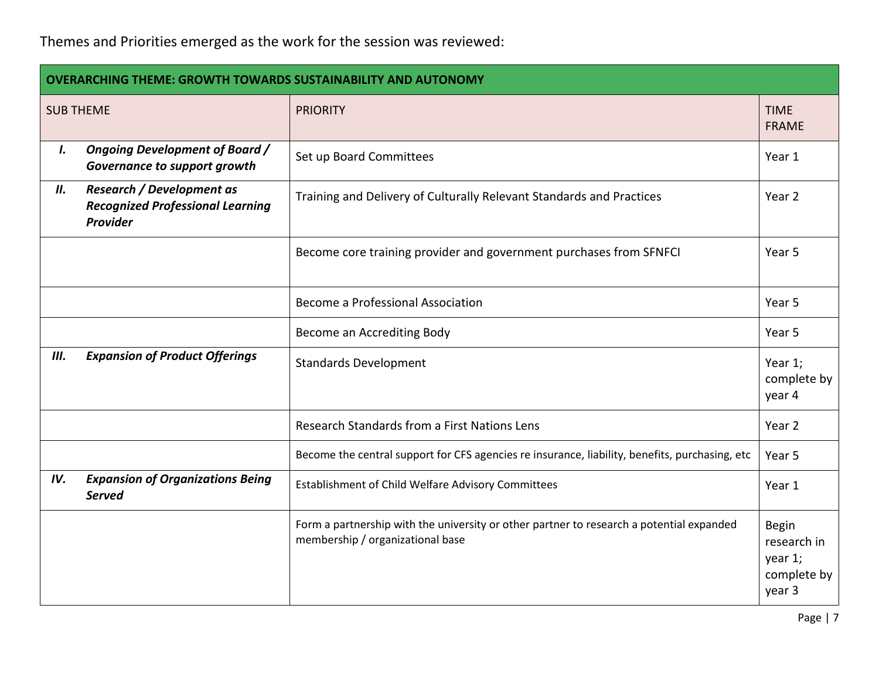Themes and Priorities emerged as the work for the session was reviewed:

| **OVERARCHING THEME: GROWTH TOWARDS SUSTAINABILITY AND AUTONOMY** | | |
|---|---|---|
| SUB THEME | PRIORITY | TIME FRAME |
| ***I. Ongoing Development of Board / Governance to support growth*** | Set up Board Committees | Year 1 |
| ***II. Research / Development as Recognized Professional Learning Provider*** | Training and Delivery of Culturally Relevant Standards and Practices | Year 2 |
| | Become core training provider and government purchases from SFNFCI | Year 5 |
| | Become a Professional Association | Year 5 |
| | Become an Accrediting Body | Year 5 |
| ***III. Expansion of Product Offerings*** | Standards Development | Year 1; complete by year 4 |
| | Research Standards from a First Nations Lens | Year 2 |
| | Become the central support for CFS agencies re insurance, liability, benefits, purchasing, etc | Year 5 |
| ***IV. Expansion of Organizations Being Served*** | Establishment of Child Welfare Advisory Committees | Year 1 |
| | Form a partnership with the university or other partner to research a potential expanded membership / organizational base | Begin research in year 1; complete by year 3 |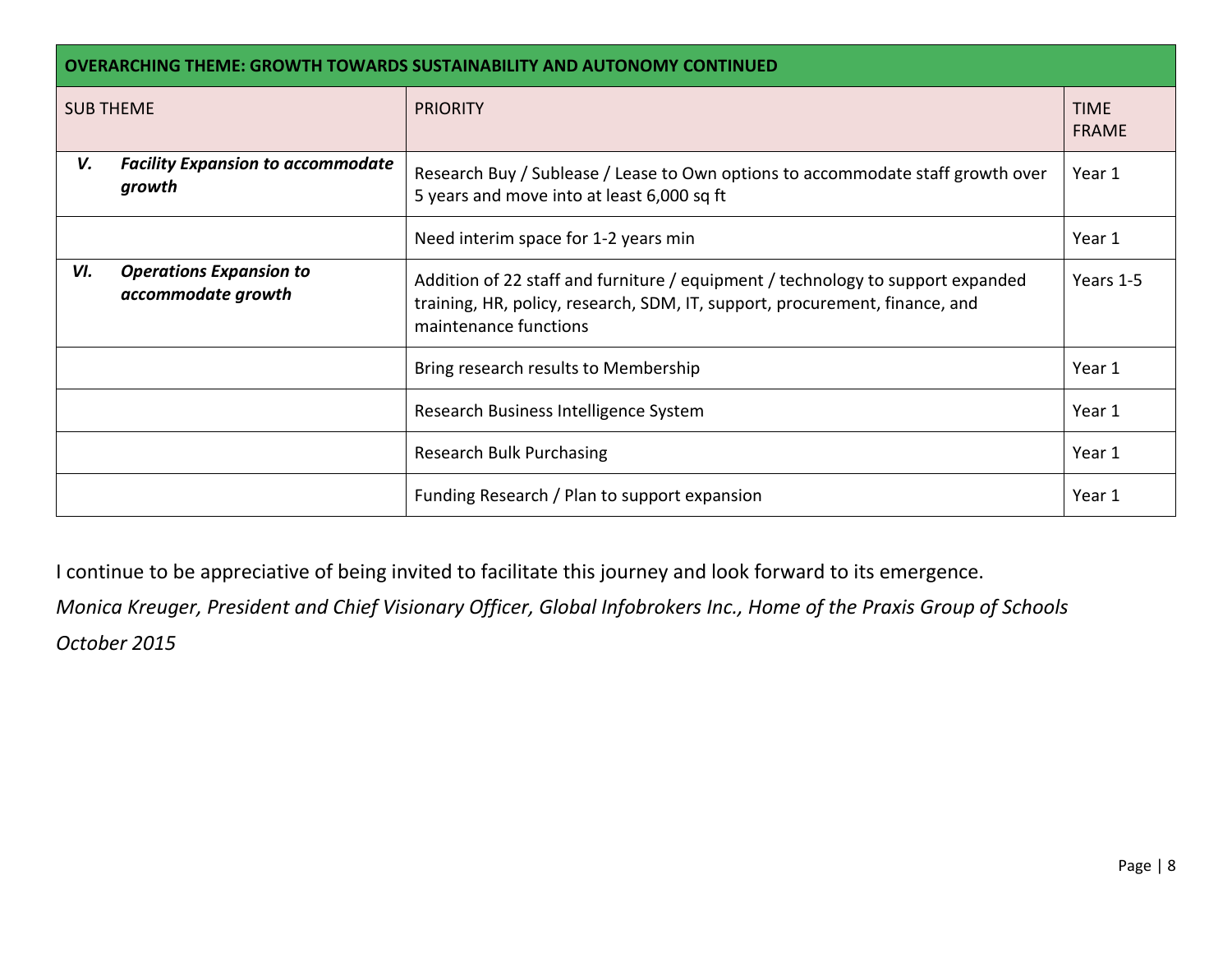| OVERARCHING THEME: GROWTH TOWARDS SUSTAINABILITY AND AUTONOMY CONTINUED | | |
|---|---|---|
| SUB THEME | PRIORITY | TIME FRAME |
| ***V. Facility Expansion to accommodate growth*** | Research Buy / Sublease / Lease to Own options to accommodate staff growth over 5 years and move into at least 6,000 sq ft | Year 1 |
| | Need interim space for 1-2 years min | Year 1 |
| ***VI. Operations Expansion to accommodate growth*** | Addition of 22 staff and furniture / equipment / technology to support expanded training, HR, policy, research, SDM, IT, support, procurement, finance, and maintenance functions | Years 1-5 |
| | Bring research results to Membership | Year 1 |
| | Research Business Intelligence System | Year 1 |
| | Research Bulk Purchasing | Year 1 |
| | Funding Research / Plan to support expansion | Year 1 |

I continue to be appreciative of being invited to facilitate this journey and look forward to its emergence.

*Monica Kreuger, President and Chief Visionary Officer, Global Infobrokers Inc., Home of the Praxis Group of Schools*

*October 2015*